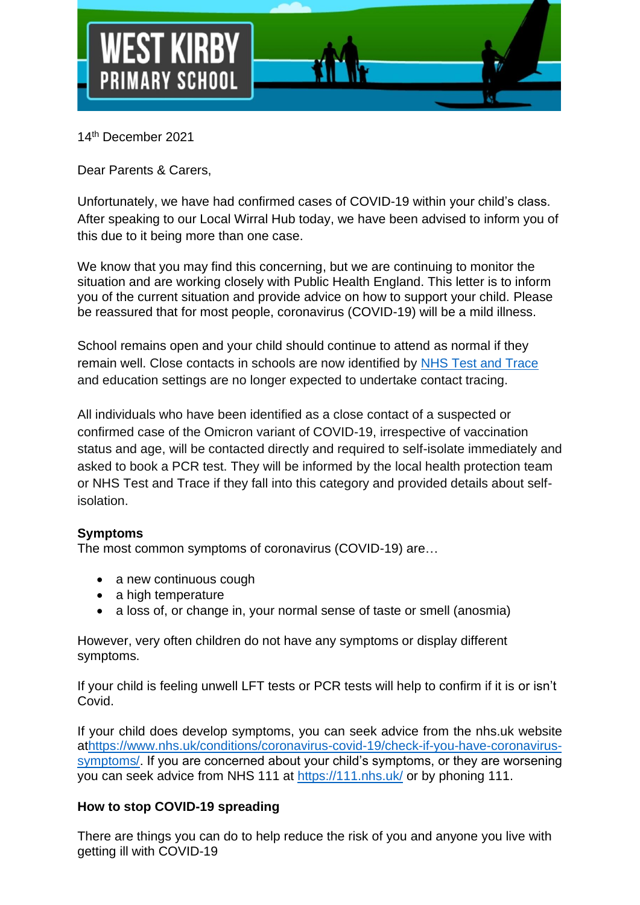**WEST KIRBY PRIMARY SCHOOL**

14th December 2021

Dear Parents & Carers,

Unfortunately, we have had confirmed cases of COVID-19 within your child's class. After speaking to our Local Wirral Hub today, we have been advised to inform you of this due to it being more than one case.

We know that you may find this concerning, but we are continuing to monitor the situation and are working closely with Public Health England. This letter is to inform you of the current situation and provide advice on how to support your child. Please be reassured that for most people, coronavirus (COVID-19) will be a mild illness.

School remains open and your child should continue to attend as normal if they remain well. Close contacts in schools are now identified by NHS Test and Trace and education settings are no longer expected to undertake contact tracing.

All individuals who have been identified as a close contact of a suspected or confirmed case of the Omicron variant of COVID-19, irrespective of vaccination status and age, will be contacted directly and required to self-isolate immediately and asked to book a PCR test. They will be informed by the local health protection team or NHS Test and Trace if they fall into this category and provided details about self-isolation.

**Symptoms**

The most common symptoms of coronavirus (COVID-19) are…

- a new continuous cough
- a high temperature
- a loss of, or change in, your normal sense of taste or smell (anosmia)

However, very often children do not have any symptoms or display different symptoms.

If your child is feeling unwell LFT tests or PCR tests will help to confirm if it is or isn't Covid.

If your child does develop symptoms, you can seek advice from the nhs.uk website at https://www.nhs.uk/conditions/coronavirus-covid-19/check-if-you-have-coronavirus-symptoms/. If you are concerned about your child's symptoms, or they are worsening you can seek advice from NHS 111 at https://111.nhs.uk/ or by phoning 111.

**How to stop COVID-19 spreading**

There are things you can do to help reduce the risk of you and anyone you live with getting ill with COVID-19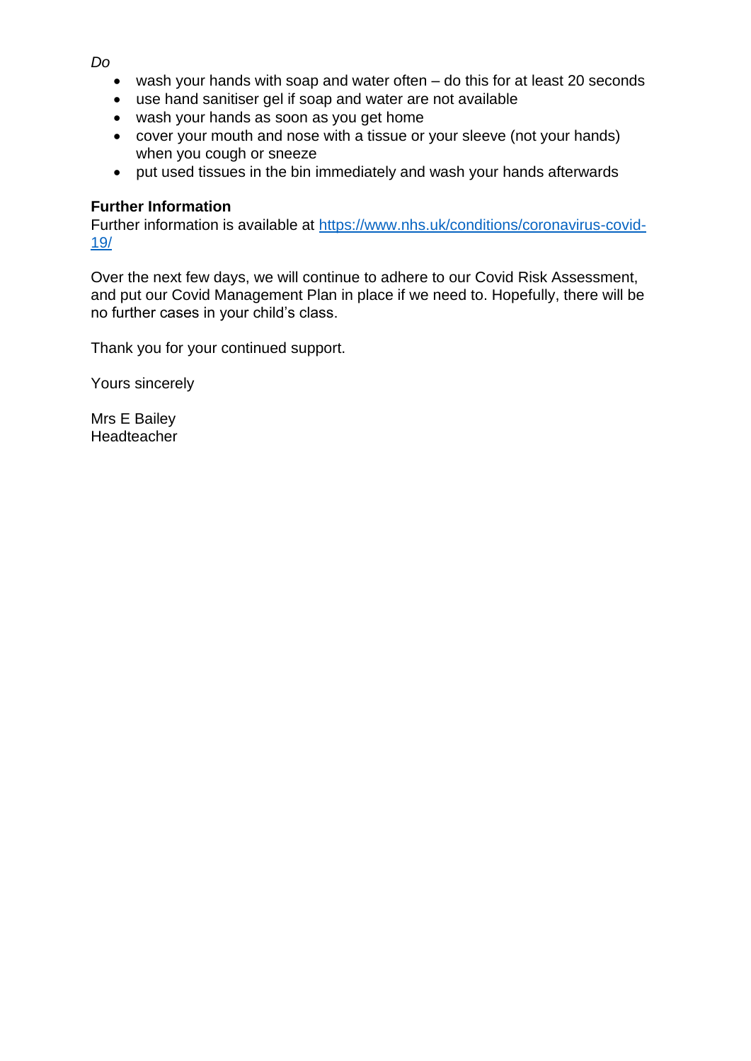*Do*

- wash your hands with soap and water often – do this for at least 20 seconds
- use hand sanitiser gel if soap and water are not available
- wash your hands as soon as you get home
- cover your mouth and nose with a tissue or your sleeve (not your hands) when you cough or sneeze
- put used tissues in the bin immediately and wash your hands afterwards

**Further Information**

Further information is available at https://www.nhs.uk/conditions/coronavirus-covid-19/

Over the next few days, we will continue to adhere to our Covid Risk Assessment, and put our Covid Management Plan in place if we need to. Hopefully, there will be no further cases in your child's class.

Thank you for your continued support.

Yours sincerely

Mrs E Bailey
Headteacher